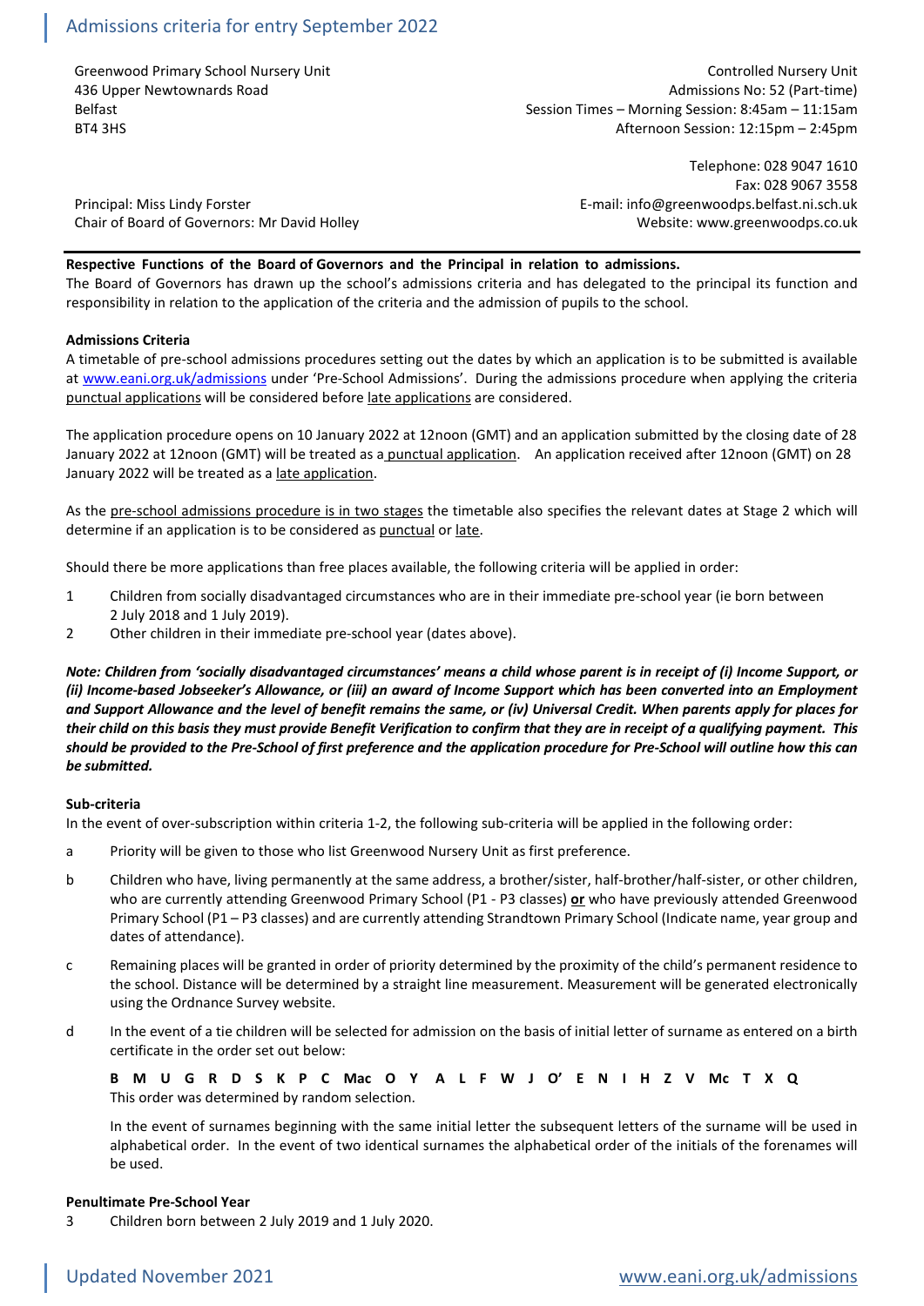# Admissions criteria for entry September 2022

Greenwood Primary School Nursery Unit
436 Upper Newtownards Road
Belfast
BT4 3HS

Controlled Nursery Unit
Admissions No: 52 (Part-time)
Session Times – Morning Session: 8:45am – 11:15am
Afternoon Session: 12:15pm – 2:45pm

Telephone: 028 9047 1610
Fax: 028 9067 3558
E-mail: info@greenwoodps.belfast.ni.sch.uk
Website: www.greenwoodps.co.uk

Principal: Miss Lindy Forster
Chair of Board of Governors: Mr David Holley

---

**Respective Functions of the Board of Governors and the Principal in relation to admissions.**

The Board of Governors has drawn up the school's admissions criteria and has delegated to the principal its function and responsibility in relation to the application of the criteria and the admission of pupils to the school.

**Admissions Criteria**

A timetable of pre-school admissions procedures setting out the dates by which an application is to be submitted is available at [www.eani.org.uk/admissions](www.eani.org.uk/admissions) under 'Pre-School Admissions'. During the admissions procedure when applying the criteria punctual applications will be considered before late applications are considered.

The application procedure opens on 10 January 2022 at 12noon (GMT) and an application submitted by the closing date of 28 January 2022 at 12noon (GMT) will be treated as a punctual application. An application received after 12noon (GMT) on 28 January 2022 will be treated as a late application.

As the pre-school admissions procedure is in two stages the timetable also specifies the relevant dates at Stage 2 which will determine if an application is to be considered as punctual or late.

Should there be more applications than free places available, the following criteria will be applied in order:

1. Children from socially disadvantaged circumstances who are in their immediate pre-school year (ie born between 2 July 2018 and 1 July 2019).
2. Other children in their immediate pre-school year (dates above).

***Note: Children from 'socially disadvantaged circumstances' means a child whose parent is in receipt of (i) Income Support, or (ii) Income-based Jobseeker's Allowance, or (iii) an award of Income Support which has been converted into an Employment and Support Allowance and the level of benefit remains the same, or (iv) Universal Credit. When parents apply for places for their child on this basis they must provide Benefit Verification to confirm that they are in receipt of a qualifying payment. This should be provided to the Pre-School of first preference and the application procedure for Pre-School will outline how this can be submitted.***

**Sub-criteria**

In the event of over-subscription within criteria 1-2, the following sub-criteria will be applied in the following order:

a. Priority will be given to those who list Greenwood Nursery Unit as first preference.

b. Children who have, living permanently at the same address, a brother/sister, half-brother/half-sister, or other children, who are currently attending Greenwood Primary School (P1 - P3 classes) **or** who have previously attended Greenwood Primary School (P1 – P3 classes) and are currently attending Strandtown Primary School (Indicate name, year group and dates of attendance).

c. Remaining places will be granted in order of priority determined by the proximity of the child's permanent residence to the school. Distance will be determined by a straight line measurement. Measurement will be generated electronically using the Ordnance Survey website.

d. In the event of a tie children will be selected for admission on the basis of initial letter of surname as entered on a birth certificate in the order set out below:

   **B M U G R D S K P C Mac O Y A L F W J O' E N I H Z V Mc T X Q**
   This order was determined by random selection.

   In the event of surnames beginning with the same initial letter the subsequent letters of the surname will be used in alphabetical order. In the event of two identical surnames the alphabetical order of the initials of the forenames will be used.

**Penultimate Pre-School Year**

3. Children born between 2 July 2019 and 1 July 2020.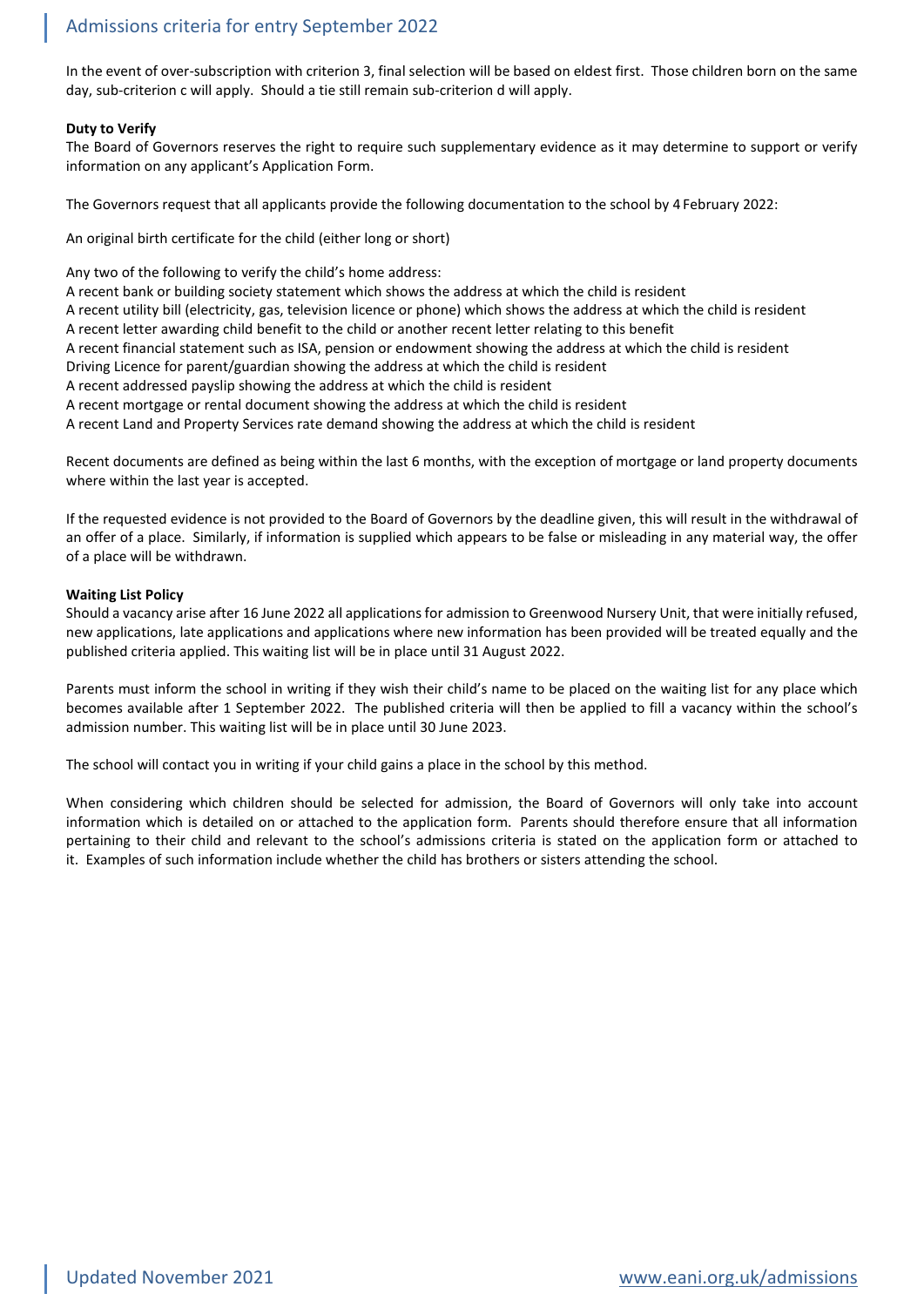## Admissions criteria for entry September 2022

In the event of over-subscription with criterion 3, final selection will be based on eldest first. Those children born on the same day, sub-criterion c will apply. Should a tie still remain sub-criterion d will apply.

**Duty to Verify**
The Board of Governors reserves the right to require such supplementary evidence as it may determine to support or verify information on any applicant's Application Form.

The Governors request that all applicants provide the following documentation to the school by 4 February 2022:

An original birth certificate for the child (either long or short)

Any two of the following to verify the child's home address:
A recent bank or building society statement which shows the address at which the child is resident
A recent utility bill (electricity, gas, television licence or phone) which shows the address at which the child is resident
A recent letter awarding child benefit to the child or another recent letter relating to this benefit
A recent financial statement such as ISA, pension or endowment showing the address at which the child is resident
Driving Licence for parent/guardian showing the address at which the child is resident
A recent addressed payslip showing the address at which the child is resident
A recent mortgage or rental document showing the address at which the child is resident
A recent Land and Property Services rate demand showing the address at which the child is resident

Recent documents are defined as being within the last 6 months, with the exception of mortgage or land property documents where within the last year is accepted.

If the requested evidence is not provided to the Board of Governors by the deadline given, this will result in the withdrawal of an offer of a place. Similarly, if information is supplied which appears to be false or misleading in any material way, the offer of a place will be withdrawn.

**Waiting List Policy**
Should a vacancy arise after 16 June 2022 all applications for admission to Greenwood Nursery Unit, that were initially refused, new applications, late applications and applications where new information has been provided will be treated equally and the published criteria applied. This waiting list will be in place until 31 August 2022.

Parents must inform the school in writing if they wish their child's name to be placed on the waiting list for any place which becomes available after 1 September 2022. The published criteria will then be applied to fill a vacancy within the school's admission number. This waiting list will be in place until 30 June 2023.

The school will contact you in writing if your child gains a place in the school by this method.

When considering which children should be selected for admission, the Board of Governors will only take into account information which is detailed on or attached to the application form. Parents should therefore ensure that all information pertaining to their child and relevant to the school's admissions criteria is stated on the application form or attached to it. Examples of such information include whether the child has brothers or sisters attending the school.